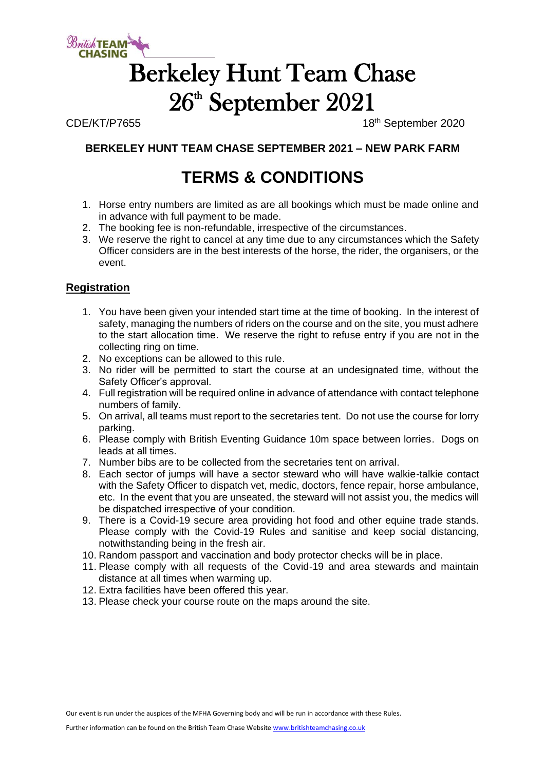# Berkeley Hunt Team Chase 26th September 2021

CDE/KT/P7655 18th September 2020

**BERKELEY HUNT TEAM CHASE SEPTEMBER 2021 – NEW PARK FARM**

## TERMS & CONDITIONS

1. Horse entry numbers are limited as are all bookings which must be made online and in advance with full payment to be made.
2. The booking fee is non-refundable, irrespective of the circumstances.
3. We reserve the right to cancel at any time due to any circumstances which the Safety Officer considers are in the best interests of the horse, the rider, the organisers, or the event.

### Registration

1. You have been given your intended start time at the time of booking. In the interest of safety, managing the numbers of riders on the course and on the site, you must adhere to the start allocation time. We reserve the right to refuse entry if you are not in the collecting ring on time.
2. No exceptions can be allowed to this rule.
3. No rider will be permitted to start the course at an undesignated time, without the Safety Officer's approval.
4. Full registration will be required online in advance of attendance with contact telephone numbers of family.
5. On arrival, all teams must report to the secretaries tent. Do not use the course for lorry parking.
6. Please comply with British Eventing Guidance 10m space between lorries. Dogs on leads at all times.
7. Number bibs are to be collected from the secretaries tent on arrival.
8. Each sector of jumps will have a sector steward who will have walkie-talkie contact with the Safety Officer to dispatch vet, medic, doctors, fence repair, horse ambulance, etc. In the event that you are unseated, the steward will not assist you, the medics will be dispatched irrespective of your condition.
9. There is a Covid-19 secure area providing hot food and other equine trade stands. Please comply with the Covid-19 Rules and sanitise and keep social distancing, notwithstanding being in the fresh air.
10. Random passport and vaccination and body protector checks will be in place.
11. Please comply with all requests of the Covid-19 and area stewards and maintain distance at all times when warming up.
12. Extra facilities have been offered this year.
13. Please check your course route on the maps around the site.

Our event is run under the auspices of the MFHA Governing body and will be run in accordance with these Rules.

Further information can be found on the British Team Chase Website www.britishteamchasing.co.uk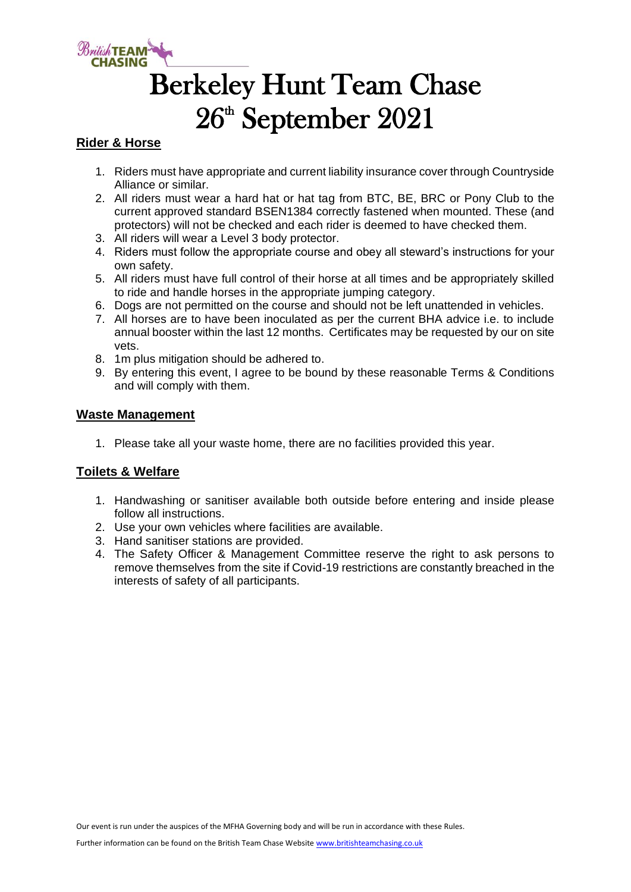# Berkeley Hunt Team Chase
# 26th September 2021

## Rider & Horse

1. Riders must have appropriate and current liability insurance cover through Countryside Alliance or similar.
2. All riders must wear a hard hat or hat tag from BTC, BE, BRC or Pony Club to the current approved standard BSEN1384 correctly fastened when mounted. These (and protectors) will not be checked and each rider is deemed to have checked them.
3. All riders will wear a Level 3 body protector.
4. Riders must follow the appropriate course and obey all steward's instructions for your own safety.
5. All riders must have full control of their horse at all times and be appropriately skilled to ride and handle horses in the appropriate jumping category.
6. Dogs are not permitted on the course and should not be left unattended in vehicles.
7. All horses are to have been inoculated as per the current BHA advice i.e. to include annual booster within the last 12 months. Certificates may be requested by our on site vets.
8. 1m plus mitigation should be adhered to.
9. By entering this event, I agree to be bound by these reasonable Terms & Conditions and will comply with them.

## Waste Management

1. Please take all your waste home, there are no facilities provided this year.

## Toilets & Welfare

1. Handwashing or sanitiser available both outside before entering and inside please follow all instructions.
2. Use your own vehicles where facilities are available.
3. Hand sanitiser stations are provided.
4. The Safety Officer & Management Committee reserve the right to ask persons to remove themselves from the site if Covid-19 restrictions are constantly breached in the interests of safety of all participants.

Our event is run under the auspices of the MFHA Governing body and will be run in accordance with these Rules.

Further information can be found on the British Team Chase Website www.britishteamchasing.co.uk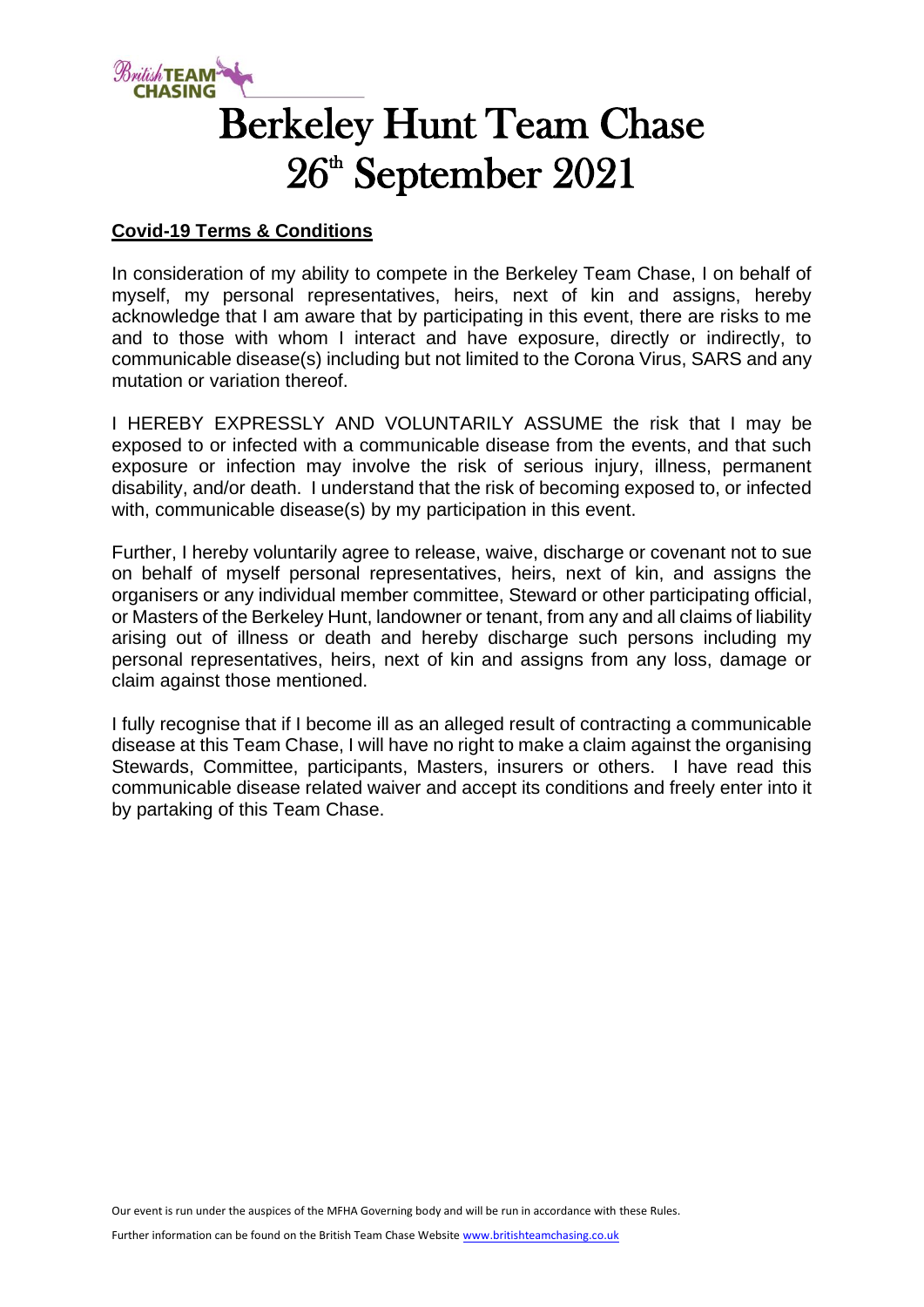British TEAM CHASING

# Berkeley Hunt Team Chase
# 26th September 2021

**Covid-19 Terms & Conditions**

In consideration of my ability to compete in the Berkeley Team Chase, I on behalf of myself, my personal representatives, heirs, next of kin and assigns, hereby acknowledge that I am aware that by participating in this event, there are risks to me and to those with whom I interact and have exposure, directly or indirectly, to communicable disease(s) including but not limited to the Corona Virus, SARS and any mutation or variation thereof.

I HEREBY EXPRESSLY AND VOLUNTARILY ASSUME the risk that I may be exposed to or infected with a communicable disease from the events, and that such exposure or infection may involve the risk of serious injury, illness, permanent disability, and/or death. I understand that the risk of becoming exposed to, or infected with, communicable disease(s) by my participation in this event.

Further, I hereby voluntarily agree to release, waive, discharge or covenant not to sue on behalf of myself personal representatives, heirs, next of kin, and assigns the organisers or any individual member committee, Steward or other participating official, or Masters of the Berkeley Hunt, landowner or tenant, from any and all claims of liability arising out of illness or death and hereby discharge such persons including my personal representatives, heirs, next of kin and assigns from any loss, damage or claim against those mentioned.

I fully recognise that if I become ill as an alleged result of contracting a communicable disease at this Team Chase, I will have no right to make a claim against the organising Stewards, Committee, participants, Masters, insurers or others. I have read this communicable disease related waiver and accept its conditions and freely enter into it by partaking of this Team Chase.

Our event is run under the auspices of the MFHA Governing body and will be run in accordance with these Rules.

Further information can be found on the British Team Chase Website www.britishteamchasing.co.uk